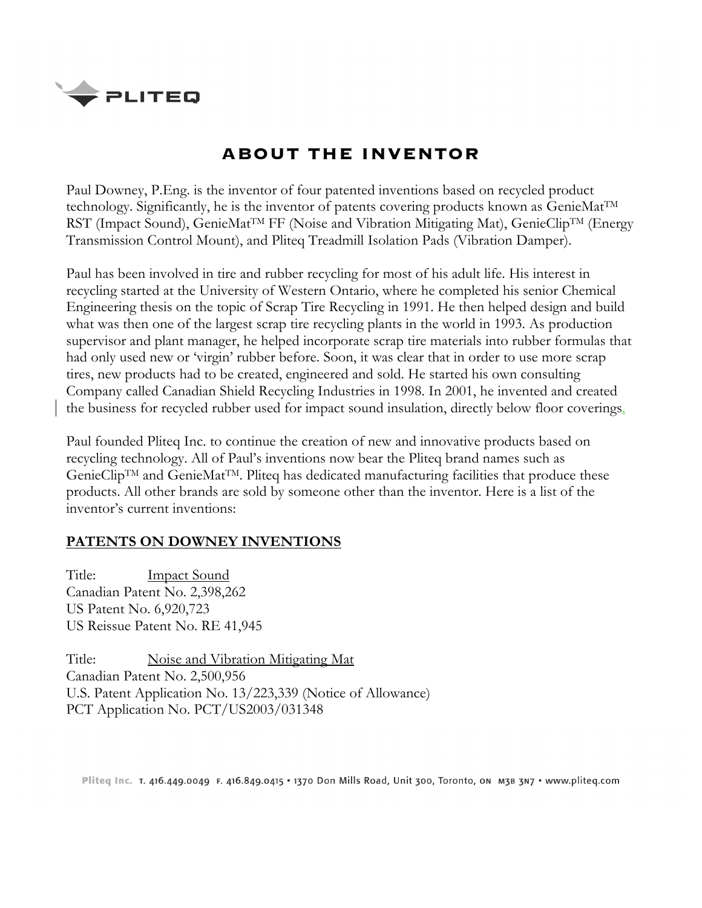## ABOUT THE INVENTOR

Paul Downey, P.Eng. is the inventor of four patented inventions based on recycled product technology. Significantly, he is the inventor of patents covering products known as GenieMat™ RST (Impact Sound), GenieMat™ FF (Noise and Vibration Mitigating Mat), GenieClip™ (Energy Transmission Control Mount), and Pliteq Treadmill Isolation Pads (Vibration Damper).

Paul has been involved in tire and rubber recycling for most of his adult life. His interest in recycling started at the University of Western Ontario, where he completed his senior Chemical Engineering thesis on the topic of Scrap Tire Recycling in 1991. He then helped design and build what was then one of the largest scrap tire recycling plants in the world in 1993. As production supervisor and plant manager, he helped incorporate scrap tire materials into rubber formulas that had only used new or 'virgin' rubber before. Soon, it was clear that in order to use more scrap tires, new products had to be created, engineered and sold. He started his own consulting Company called Canadian Shield Recycling Industries in 1998. In 2001, he invented and created the business for recycled rubber used for impact sound insulation, directly below floor coverings.

Paul founded Pliteq Inc. to continue the creation of new and innovative products based on recycling technology. All of Paul's inventions now bear the Pliteq brand names such as GenieClip™ and GenieMat™. Pliteq has dedicated manufacturing facilities that produce these products. All other brands are sold by someone other than the inventor. Here is a list of the inventor's current inventions:

**PATENTS ON DOWNEY INVENTIONS**

Title: Impact Sound
Canadian Patent No. 2,398,262
US Patent No. 6,920,723
US Reissue Patent No. RE 41,945

Title: Noise and Vibration Mitigating Mat
Canadian Patent No. 2,500,956
U.S. Patent Application No. 13/223,339 (Notice of Allowance)
PCT Application No. PCT/US2003/031348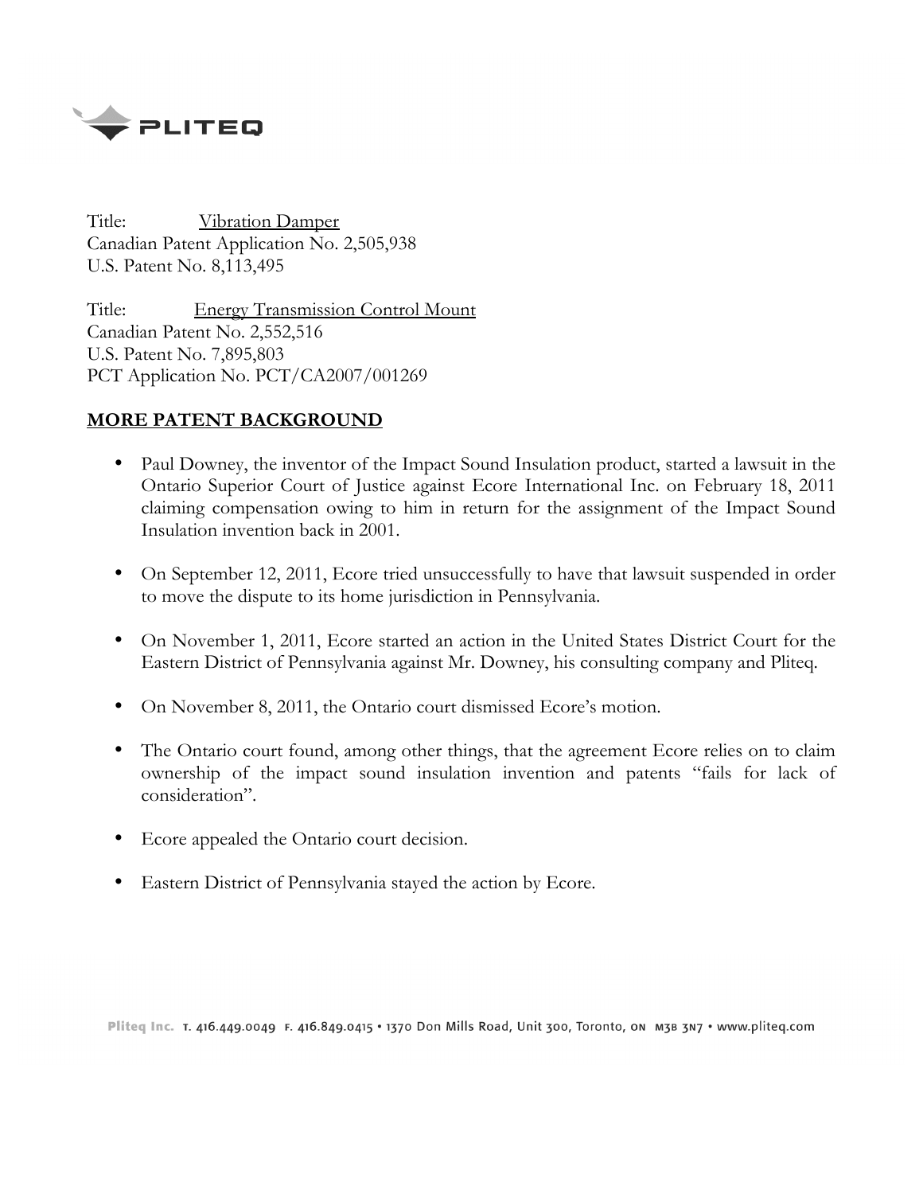PLITEQ

Title: Vibration Damper
Canadian Patent Application No. 2,505,938
U.S. Patent No. 8,113,495

Title: Energy Transmission Control Mount
Canadian Patent No. 2,552,516
U.S. Patent No. 7,895,803
PCT Application No. PCT/CA2007/001269

## MORE PATENT BACKGROUND

- Paul Downey, the inventor of the Impact Sound Insulation product, started a lawsuit in the Ontario Superior Court of Justice against Ecore International Inc. on February 18, 2011 claiming compensation owing to him in return for the assignment of the Impact Sound Insulation invention back in 2001.
- On September 12, 2011, Ecore tried unsuccessfully to have that lawsuit suspended in order to move the dispute to its home jurisdiction in Pennsylvania.
- On November 1, 2011, Ecore started an action in the United States District Court for the Eastern District of Pennsylvania against Mr. Downey, his consulting company and Pliteq.
- On November 8, 2011, the Ontario court dismissed Ecore's motion.
- The Ontario court found, among other things, that the agreement Ecore relies on to claim ownership of the impact sound insulation invention and patents "fails for lack of consideration".
- Ecore appealed the Ontario court decision.
- Eastern District of Pennsylvania stayed the action by Ecore.

Pliteq Inc. T. 416.449.0049 F. 416.849.0415 • 1370 Don Mills Road, Unit 300, Toronto, ON M3B 3N7 • www.pliteq.com